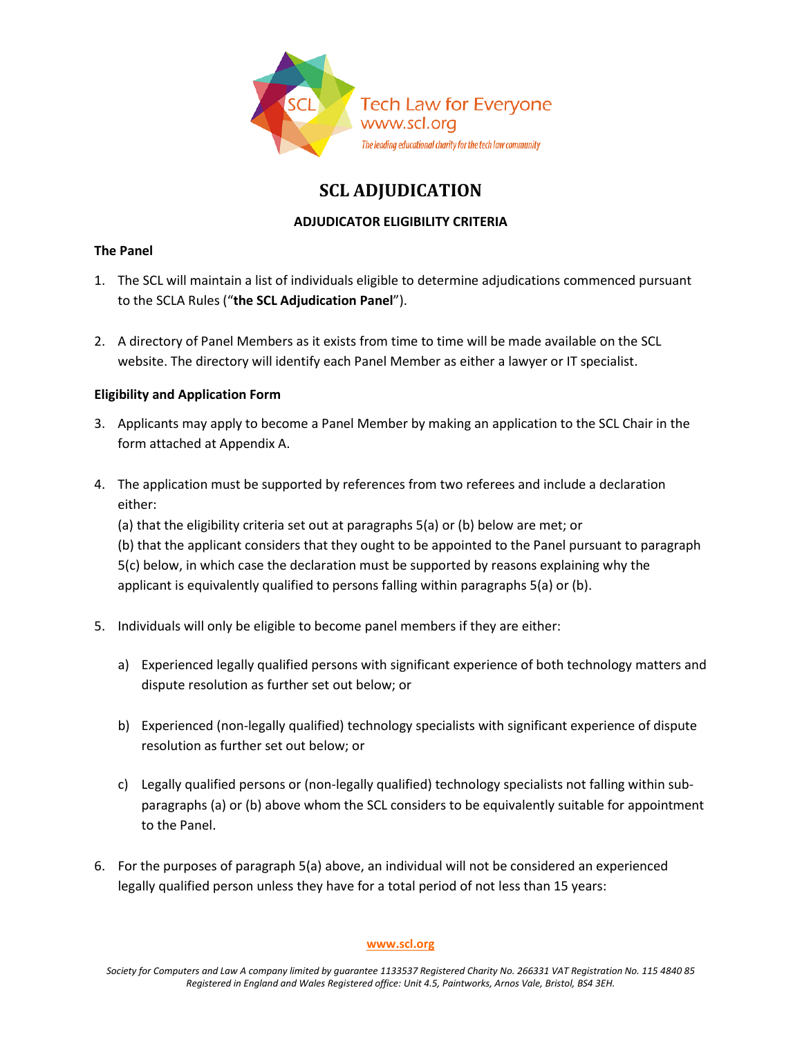# SCL ADJUDICATION

## ADJUDICATOR ELIGIBILITY CRITERIA

### The Panel

1. The SCL will maintain a list of individuals eligible to determine adjudications commenced pursuant to the SCLA Rules ("**the SCL Adjudication Panel**").

2. A directory of Panel Members as it exists from time to time will be made available on the SCL website. The directory will identify each Panel Member as either a lawyer or IT specialist.

### Eligibility and Application Form

3. Applicants may apply to become a Panel Member by making an application to the SCL Chair in the form attached at Appendix A.

4. The application must be supported by references from two referees and include a declaration either:

   (a) that the eligibility criteria set out at paragraphs 5(a) or (b) below are met; or

   (b) that the applicant considers that they ought to be appointed to the Panel pursuant to paragraph 5(c) below, in which case the declaration must be supported by reasons explaining why the applicant is equivalently qualified to persons falling within paragraphs 5(a) or (b).

5. Individuals will only be eligible to become panel members if they are either:

   a) Experienced legally qualified persons with significant experience of both technology matters and dispute resolution as further set out below; or

   b) Experienced (non-legally qualified) technology specialists with significant experience of dispute resolution as further set out below; or

   c) Legally qualified persons or (non-legally qualified) technology specialists not falling within sub-paragraphs (a) or (b) above whom the SCL considers to be equivalently suitable for appointment to the Panel.

6. For the purposes of paragraph 5(a) above, an individual will not be considered an experienced legally qualified person unless they have for a total period of not less than 15 years: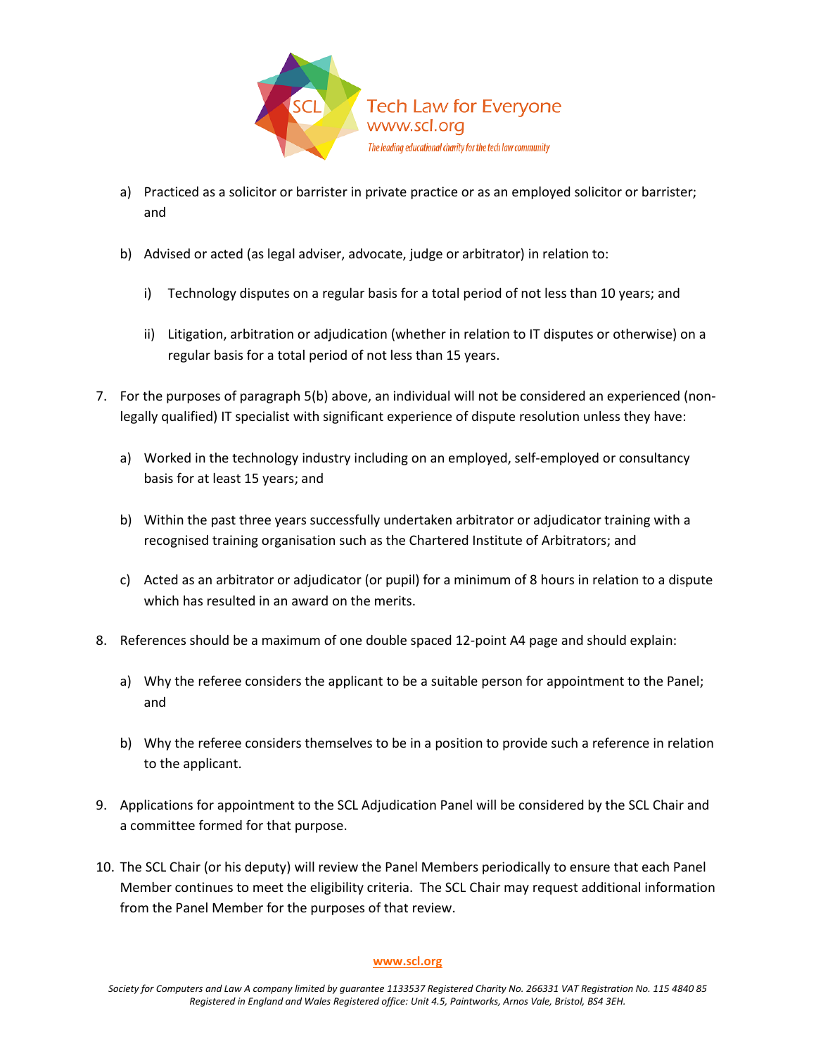a) Practiced as a solicitor or barrister in private practice or as an employed solicitor or barrister; and

b) Advised or acted (as legal adviser, advocate, judge or arbitrator) in relation to:

   i) Technology disputes on a regular basis for a total period of not less than 10 years; and

   ii) Litigation, arbitration or adjudication (whether in relation to IT disputes or otherwise) on a regular basis for a total period of not less than 15 years.

7. For the purposes of paragraph 5(b) above, an individual will not be considered an experienced (non-legally qualified) IT specialist with significant experience of dispute resolution unless they have:

   a) Worked in the technology industry including on an employed, self-employed or consultancy basis for at least 15 years; and

   b) Within the past three years successfully undertaken arbitrator or adjudicator training with a recognised training organisation such as the Chartered Institute of Arbitrators; and

   c) Acted as an arbitrator or adjudicator (or pupil) for a minimum of 8 hours in relation to a dispute which has resulted in an award on the merits.

8. References should be a maximum of one double spaced 12-point A4 page and should explain:

   a) Why the referee considers the applicant to be a suitable person for appointment to the Panel; and

   b) Why the referee considers themselves to be in a position to provide such a reference in relation to the applicant.

9. Applications for appointment to the SCL Adjudication Panel will be considered by the SCL Chair and a committee formed for that purpose.

10. The SCL Chair (or his deputy) will review the Panel Members periodically to ensure that each Panel Member continues to meet the eligibility criteria. The SCL Chair may request additional information from the Panel Member for the purposes of that review.